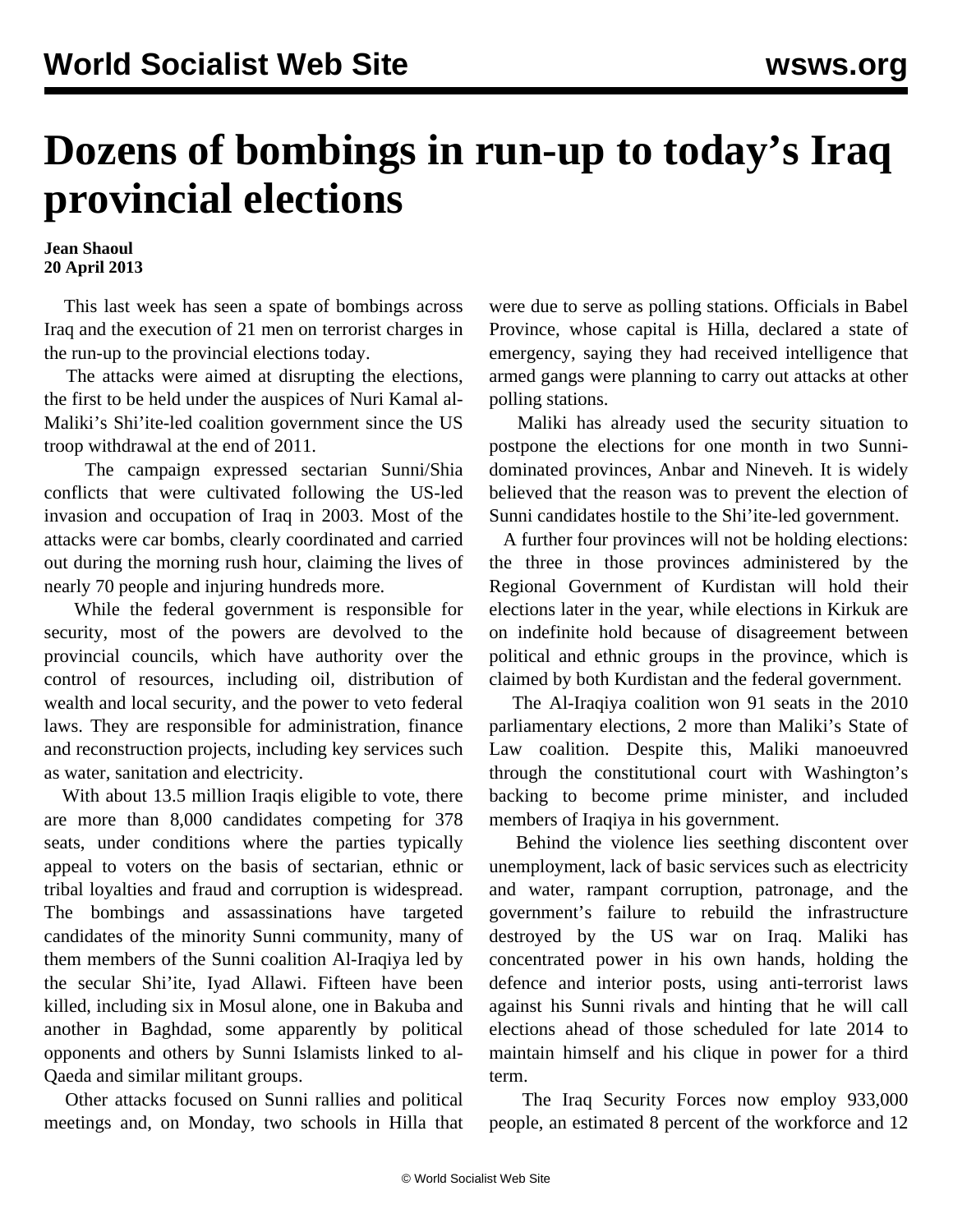# Dozens of bombings in run-up to today's Iraq provincial elections

**Jean Shaoul**
**20 April 2013**

This last week has seen a spate of bombings across Iraq and the execution of 21 men on terrorist charges in the run-up to the provincial elections today.

The attacks were aimed at disrupting the elections, the first to be held under the auspices of Nuri Kamal al-Maliki's Shi'ite-led coalition government since the US troop withdrawal at the end of 2011.

The campaign expressed sectarian Sunni/Shia conflicts that were cultivated following the US-led invasion and occupation of Iraq in 2003. Most of the attacks were car bombs, clearly coordinated and carried out during the morning rush hour, claiming the lives of nearly 70 people and injuring hundreds more.

While the federal government is responsible for security, most of the powers are devolved to the provincial councils, which have authority over the control of resources, including oil, distribution of wealth and local security, and the power to veto federal laws. They are responsible for administration, finance and reconstruction projects, including key services such as water, sanitation and electricity.

With about 13.5 million Iraqis eligible to vote, there are more than 8,000 candidates competing for 378 seats, under conditions where the parties typically appeal to voters on the basis of sectarian, ethnic or tribal loyalties and fraud and corruption is widespread. The bombings and assassinations have targeted candidates of the minority Sunni community, many of them members of the Sunni coalition Al-Iraqiya led by the secular Shi'ite, Iyad Allawi. Fifteen have been killed, including six in Mosul alone, one in Bakuba and another in Baghdad, some apparently by political opponents and others by Sunni Islamists linked to al-Qaeda and similar militant groups.

Other attacks focused on Sunni rallies and political meetings and, on Monday, two schools in Hilla that were due to serve as polling stations. Officials in Babel Province, whose capital is Hilla, declared a state of emergency, saying they had received intelligence that armed gangs were planning to carry out attacks at other polling stations.

Maliki has already used the security situation to postpone the elections for one month in two Sunni-dominated provinces, Anbar and Nineveh. It is widely believed that the reason was to prevent the election of Sunni candidates hostile to the Shi'ite-led government.

A further four provinces will not be holding elections: the three in those provinces administered by the Regional Government of Kurdistan will hold their elections later in the year, while elections in Kirkuk are on indefinite hold because of disagreement between political and ethnic groups in the province, which is claimed by both Kurdistan and the federal government.

The Al-Iraqiya coalition won 91 seats in the 2010 parliamentary elections, 2 more than Maliki's State of Law coalition. Despite this, Maliki manoeuvred through the constitutional court with Washington's backing to become prime minister, and included members of Iraqiya in his government.

Behind the violence lies seething discontent over unemployment, lack of basic services such as electricity and water, rampant corruption, patronage, and the government's failure to rebuild the infrastructure destroyed by the US war on Iraq. Maliki has concentrated power in his own hands, holding the defence and interior posts, using anti-terrorist laws against his Sunni rivals and hinting that he will call elections ahead of those scheduled for late 2014 to maintain himself and his clique in power for a third term.

The Iraq Security Forces now employ 933,000 people, an estimated 8 percent of the workforce and 12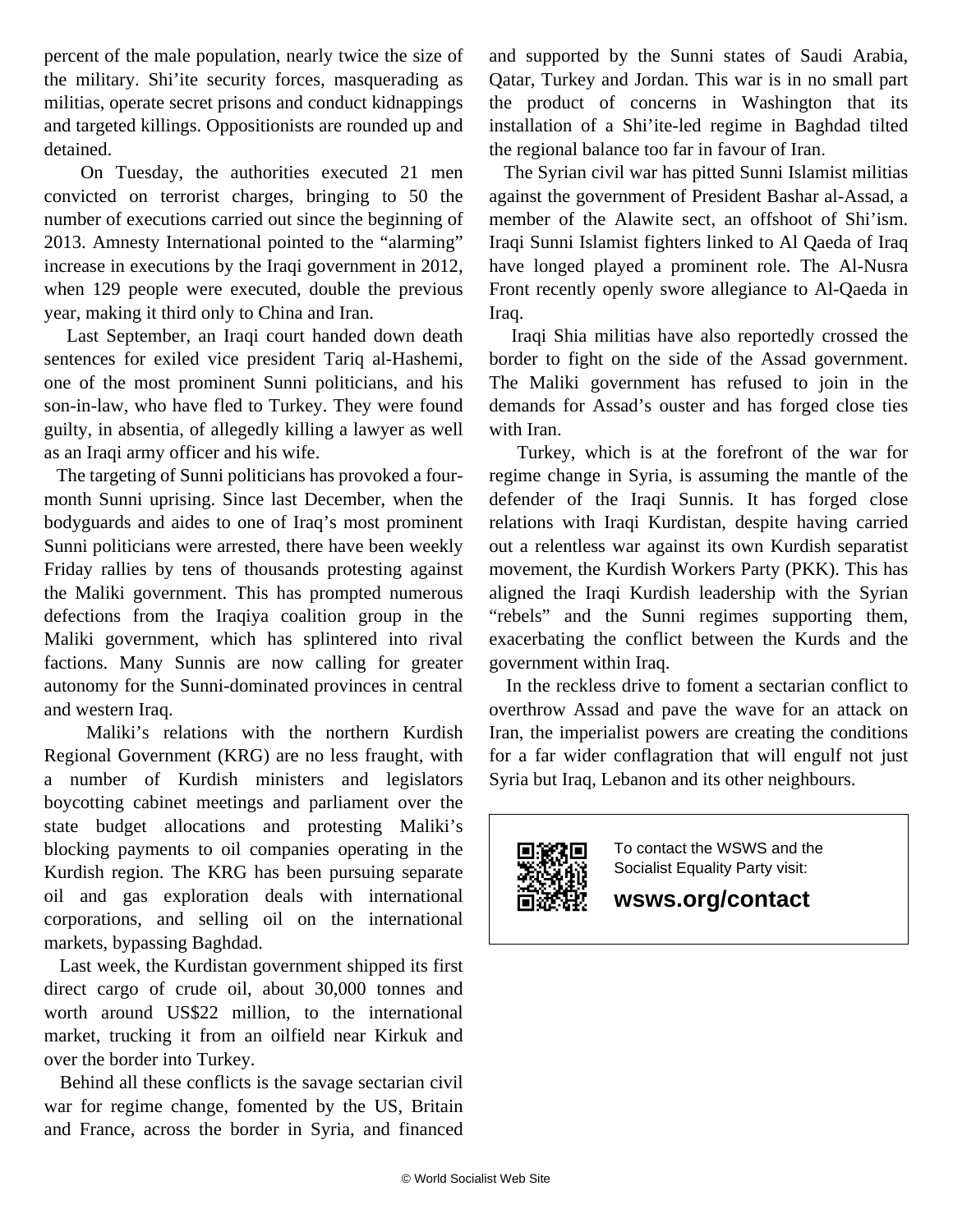percent of the male population, nearly twice the size of the military. Shi'ite security forces, masquerading as militias, operate secret prisons and conduct kidnappings and targeted killings. Oppositionists are rounded up and detained.

On Tuesday, the authorities executed 21 men convicted on terrorist charges, bringing to 50 the number of executions carried out since the beginning of 2013. Amnesty International pointed to the "alarming" increase in executions by the Iraqi government in 2012, when 129 people were executed, double the previous year, making it third only to China and Iran.

Last September, an Iraqi court handed down death sentences for exiled vice president Tariq al-Hashemi, one of the most prominent Sunni politicians, and his son-in-law, who have fled to Turkey. They were found guilty, in absentia, of allegedly killing a lawyer as well as an Iraqi army officer and his wife.

The targeting of Sunni politicians has provoked a four-month Sunni uprising. Since last December, when the bodyguards and aides to one of Iraq's most prominent Sunni politicians were arrested, there have been weekly Friday rallies by tens of thousands protesting against the Maliki government. This has prompted numerous defections from the Iraqiya coalition group in the Maliki government, which has splintered into rival factions. Many Sunnis are now calling for greater autonomy for the Sunni-dominated provinces in central and western Iraq.

Maliki's relations with the northern Kurdish Regional Government (KRG) are no less fraught, with a number of Kurdish ministers and legislators boycotting cabinet meetings and parliament over the state budget allocations and protesting Maliki's blocking payments to oil companies operating in the Kurdish region. The KRG has been pursuing separate oil and gas exploration deals with international corporations, and selling oil on the international markets, bypassing Baghdad.

Last week, the Kurdistan government shipped its first direct cargo of crude oil, about 30,000 tonnes and worth around US$22 million, to the international market, trucking it from an oilfield near Kirkuk and over the border into Turkey.

Behind all these conflicts is the savage sectarian civil war for regime change, fomented by the US, Britain and France, across the border in Syria, and financed and supported by the Sunni states of Saudi Arabia, Qatar, Turkey and Jordan. This war is in no small part the product of concerns in Washington that its installation of a Shi'ite-led regime in Baghdad tilted the regional balance too far in favour of Iran.

The Syrian civil war has pitted Sunni Islamist militias against the government of President Bashar al-Assad, a member of the Alawite sect, an offshoot of Shi'ism. Iraqi Sunni Islamist fighters linked to Al Qaeda of Iraq have longed played a prominent role. The Al-Nusra Front recently openly swore allegiance to Al-Qaeda in Iraq.

Iraqi Shia militias have also reportedly crossed the border to fight on the side of the Assad government. The Maliki government has refused to join in the demands for Assad's ouster and has forged close ties with Iran.

Turkey, which is at the forefront of the war for regime change in Syria, is assuming the mantle of the defender of the Iraqi Sunnis. It has forged close relations with Iraqi Kurdistan, despite having carried out a relentless war against its own Kurdish separatist movement, the Kurdish Workers Party (PKK). This has aligned the Iraqi Kurdish leadership with the Syrian "rebels" and the Sunni regimes supporting them, exacerbating the conflict between the Kurds and the government within Iraq.

In the reckless drive to foment a sectarian conflict to overthrow Assad and pave the wave for an attack on Iran, the imperialist powers are creating the conditions for a far wider conflagration that will engulf not just Syria but Iraq, Lebanon and its other neighbours.

To contact the WSWS and the Socialist Equality Party visit:

**wsws.org/contact**